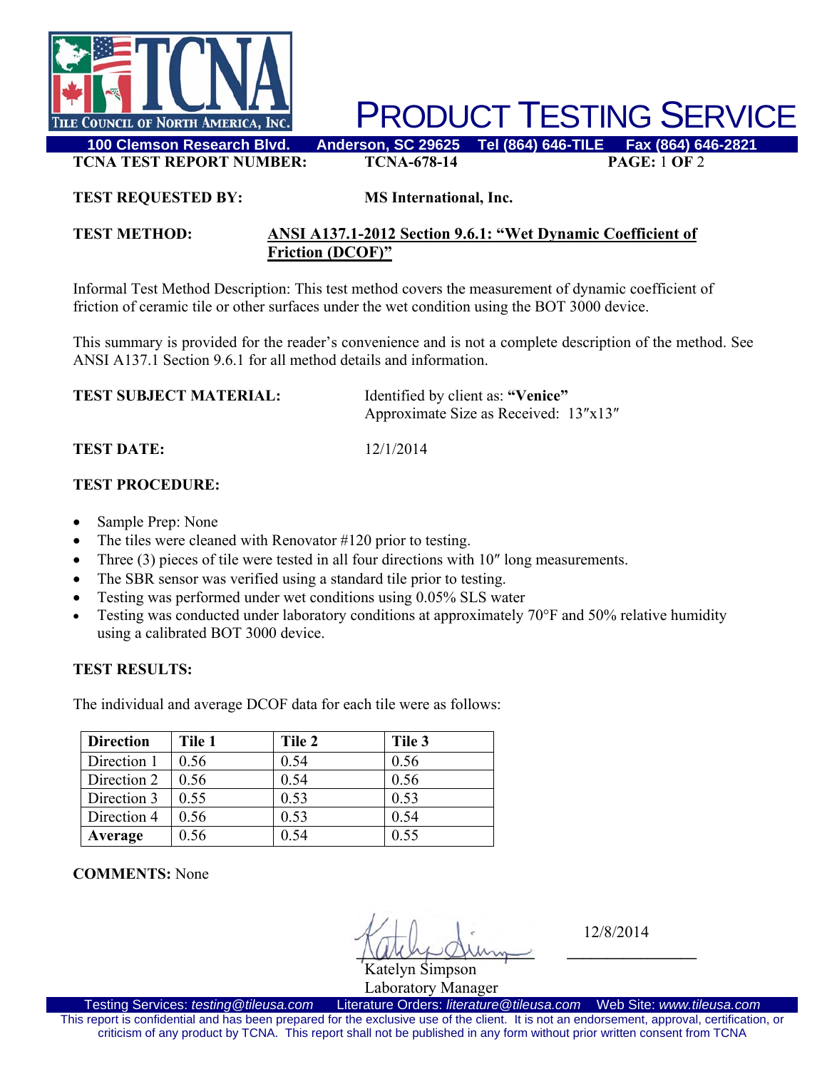# PRODUCT TESTING SERVICE

100 Clemson Research Blvd. Anderson, SC 29625 Tel (864) 646-TILE Fax (864) 646-2821

**TCNA TEST REPORT NUMBER:** **TCNA-678-14**

**TEST REQUESTED BY:** **MS International, Inc.**

**TEST METHOD:** **ANSI A137.1-2012 Section 9.6.1: "Wet Dynamic Coefficient of Friction (DCOF)"**

Informal Test Method Description: This test method covers the measurement of dynamic coefficient of friction of ceramic tile or other surfaces under the wet condition using the BOT 3000 device.

This summary is provided for the reader's convenience and is not a complete description of the method. See ANSI A137.1 Section 9.6.1 for all method details and information.

**TEST SUBJECT MATERIAL:** Identified by client as: **"Venice"**
Approximate Size as Received: 13″x13″

**TEST DATE:** 12/1/2014

**TEST PROCEDURE:**

- Sample Prep: None
- The tiles were cleaned with Renovator #120 prior to testing.
- Three (3) pieces of tile were tested in all four directions with 10″ long measurements.
- The SBR sensor was verified using a standard tile prior to testing.
- Testing was performed under wet conditions using 0.05% SLS water
- Testing was conducted under laboratory conditions at approximately 70°F and 50% relative humidity using a calibrated BOT 3000 device.

**TEST RESULTS:**

The individual and average DCOF data for each tile were as follows:

| **Direction** | **Tile 1** | **Tile 2** | **Tile 3** |
|---|---|---|---|
| Direction 1 | 0.56 | 0.54 | 0.56 |
| Direction 2 | 0.56 | 0.54 | 0.56 |
| Direction 3 | 0.55 | 0.53 | 0.53 |
| Direction 4 | 0.56 | 0.53 | 0.54 |
| **Average** | 0.56 | 0.54 | 0.55 |

**COMMENTS:** None

Katelyn Simpson
Laboratory Manager

12/8/2014

Testing Services: *testing@tileusa.com* Literature Orders: *literature@tileusa.com* Web Site: *www.tileusa.com*

This report is confidential and has been prepared for the exclusive use of the client. It is not an endorsement, approval, certification, or criticism of any product by TCNA. This report shall not be published in any form without prior written consent from TCNA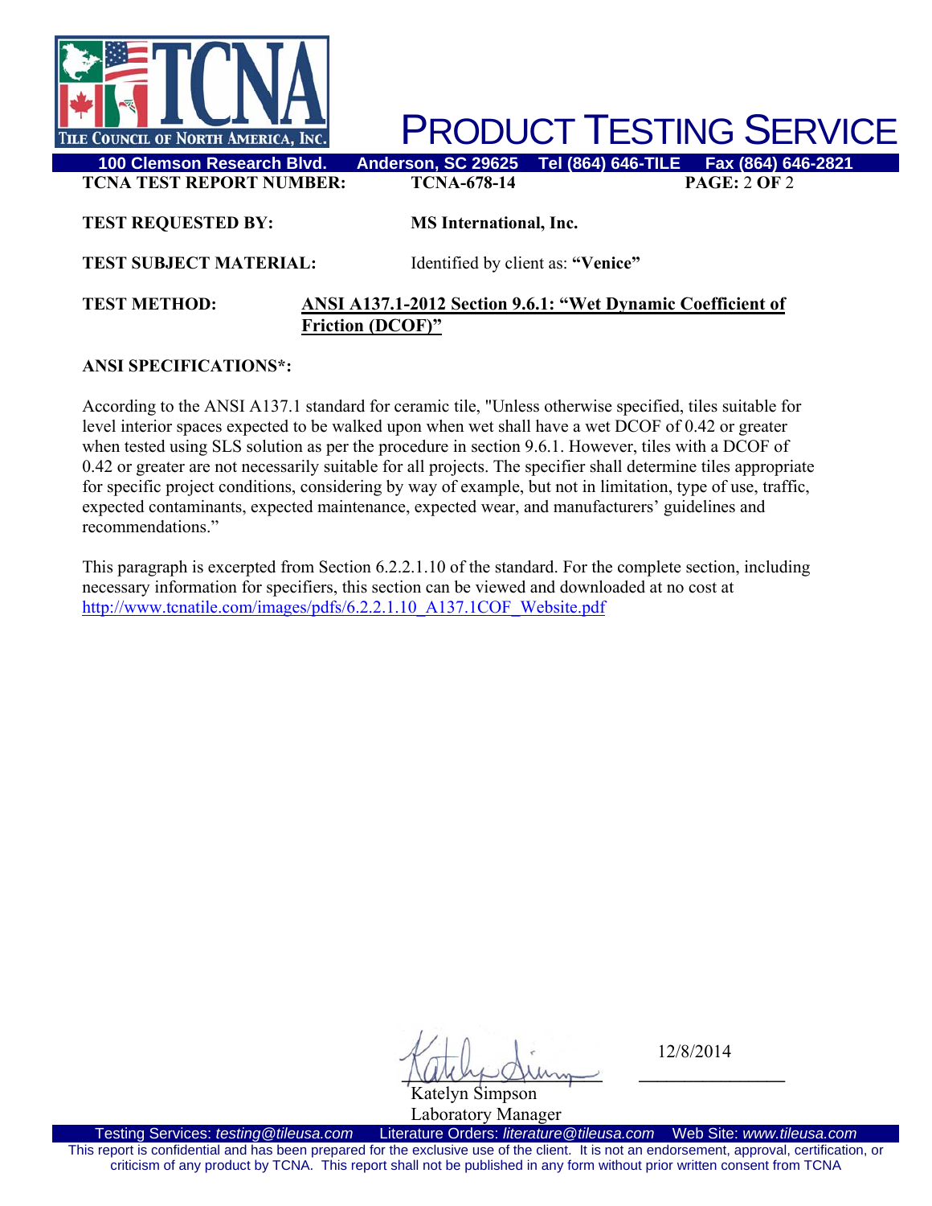**TCNA TEST REPORT NUMBER:** **TCNA-678-14**

**TEST REQUESTED BY:** **MS International, Inc.**

**TEST SUBJECT MATERIAL:** Identified by client as: **"Venice"**

**TEST METHOD:** **ANSI A137.1-2012 Section 9.6.1: "Wet Dynamic Coefficient of Friction (DCOF)"**

**ANSI SPECIFICATIONS*:**

According to the ANSI A137.1 standard for ceramic tile, "Unless otherwise specified, tiles suitable for level interior spaces expected to be walked upon when wet shall have a wet DCOF of 0.42 or greater when tested using SLS solution as per the procedure in section 9.6.1. However, tiles with a DCOF of 0.42 or greater are not necessarily suitable for all projects. The specifier shall determine tiles appropriate for specific project conditions, considering by way of example, but not in limitation, type of use, traffic, expected contaminants, expected maintenance, expected wear, and manufacturers' guidelines and recommendations."

This paragraph is excerpted from Section 6.2.2.1.10 of the standard. For the complete section, including necessary information for specifiers, this section can be viewed and downloaded at no cost at http://www.tcnatile.com/images/pdfs/6.2.2.1.10_A137.1COF_Website.pdf

Katelyn Simpson
Laboratory Manager

12/8/2014